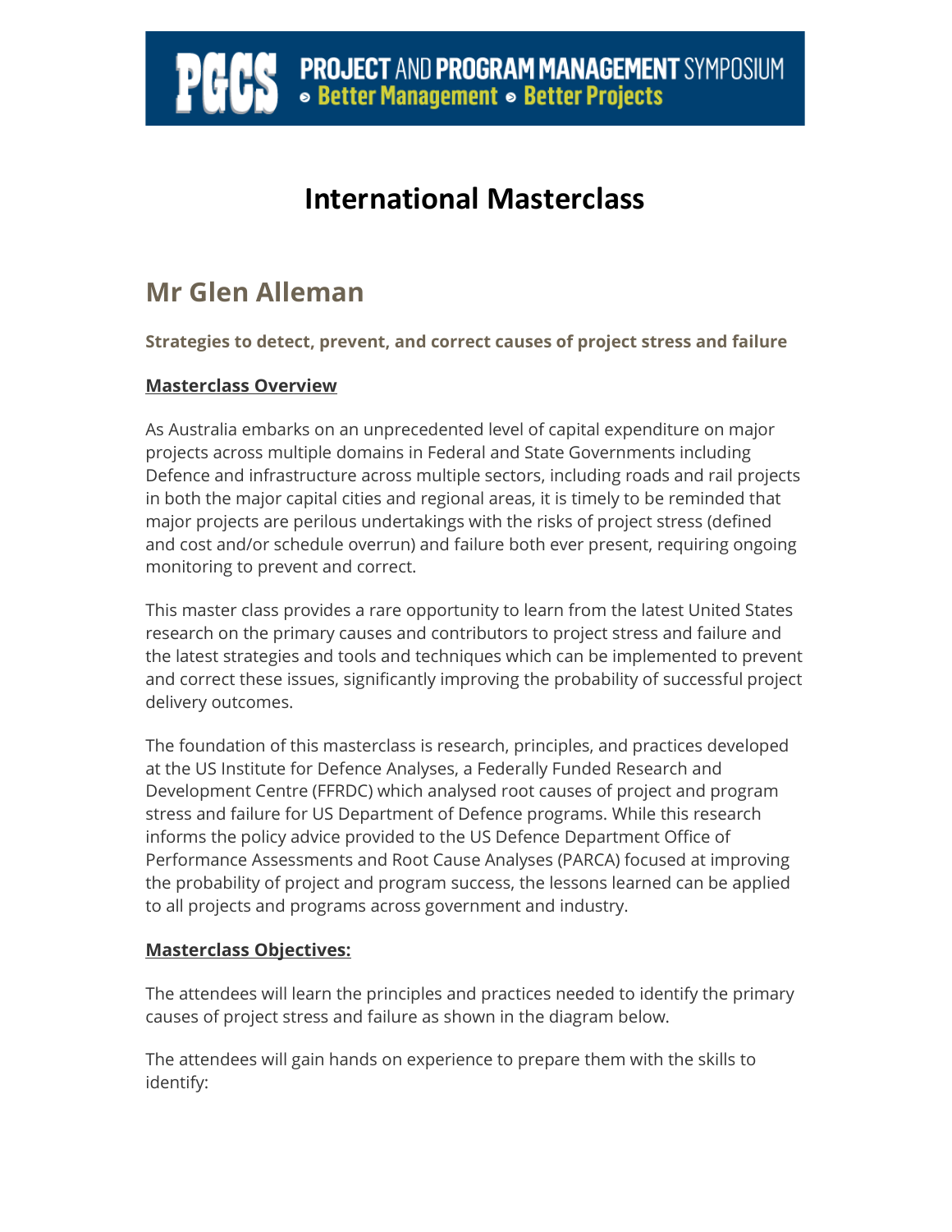PGCS PROJECT AND PROGRAM MANAGEMENT SYMPOSIUM • Better Management • Better Projects

# International Masterclass

## Mr Glen Alleman

**Strategies to detect, prevent, and correct causes of project stress and failure**

**Masterclass Overview**

As Australia embarks on an unprecedented level of capital expenditure on major projects across multiple domains in Federal and State Governments including Defence and infrastructure across multiple sectors, including roads and rail projects in both the major capital cities and regional areas, it is timely to be reminded that major projects are perilous undertakings with the risks of project stress (defined and cost and/or schedule overrun) and failure both ever present, requiring ongoing monitoring to prevent and correct.

This master class provides a rare opportunity to learn from the latest United States research on the primary causes and contributors to project stress and failure and the latest strategies and tools and techniques which can be implemented to prevent and correct these issues, significantly improving the probability of successful project delivery outcomes.

The foundation of this masterclass is research, principles, and practices developed at the US Institute for Defence Analyses, a Federally Funded Research and Development Centre (FFRDC) which analysed root causes of project and program stress and failure for US Department of Defence programs. While this research informs the policy advice provided to the US Defence Department Office of Performance Assessments and Root Cause Analyses (PARCA) focused at improving the probability of project and program success, the lessons learned can be applied to all projects and programs across government and industry.

**Masterclass Objectives:**

The attendees will learn the principles and practices needed to identify the primary causes of project stress and failure as shown in the diagram below.

The attendees will gain hands on experience to prepare them with the skills to identify: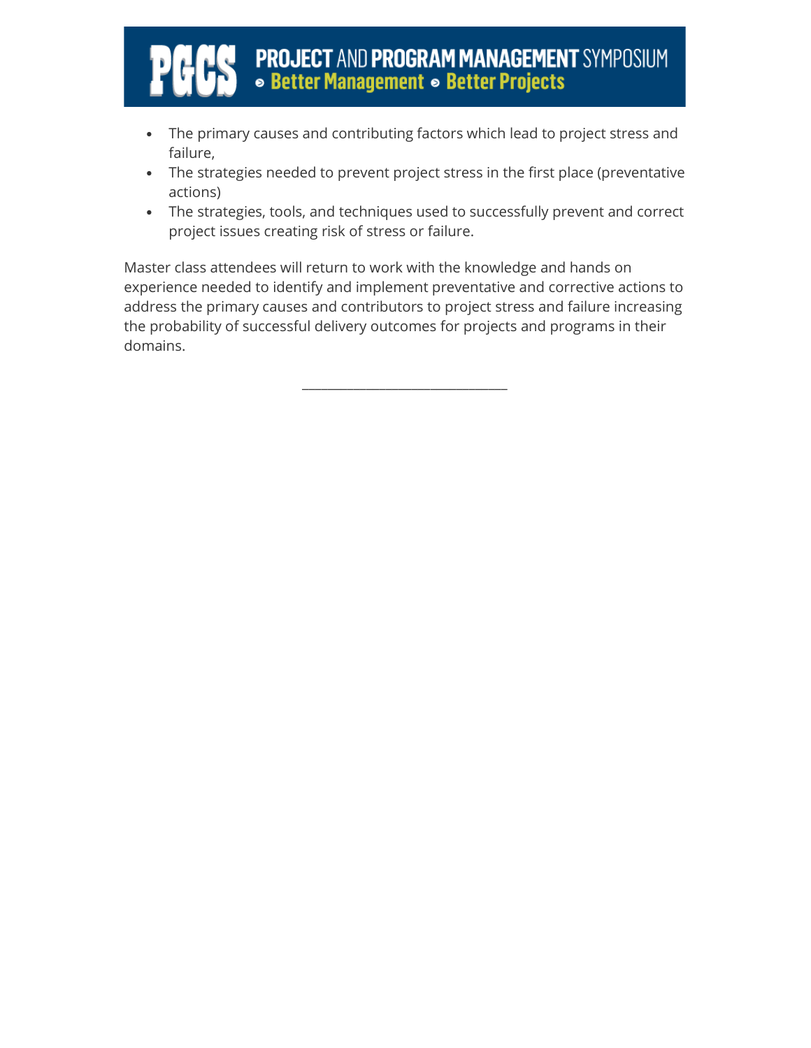- The primary causes and contributing factors which lead to project stress and failure,
- The strategies needed to prevent project stress in the first place (preventative actions)
- The strategies, tools, and techniques used to successfully prevent and correct project issues creating risk of stress or failure.

Master class attendees will return to work with the knowledge and hands on experience needed to identify and implement preventative and corrective actions to address the primary causes and contributors to project stress and failure increasing the probability of successful delivery outcomes for projects and programs in their domains.

---